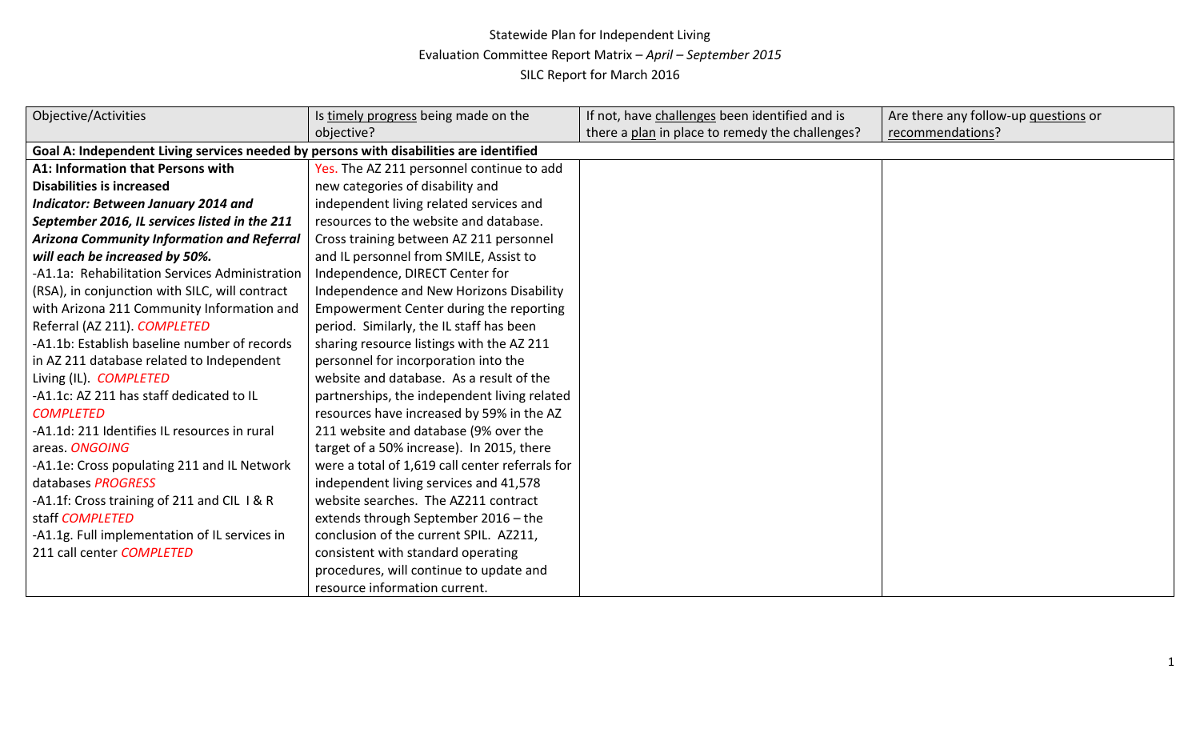Statewide Plan for Independent Living

Evaluation Committee Report Matrix – *April – September 2015*

SILC Report for March 2016

| Objective/Activities | Is timely progress being made on the objective? | If not, have challenges been identified and is there a plan in place to remedy the challenges? | Are there any follow-up questions or recommendations? |
|---|---|---|---|
| **Goal A: Independent Living services needed by persons with disabilities are identified** | | | |
| **A1: Information that Persons with Disabilities is increased**<br>***Indicator: Between January 2014 and September 2016, IL services listed in the 211 Arizona Community Information and Referral will each be increased by 50%.***<br>-A1.1a: Rehabilitation Services Administration (RSA), in conjunction with SILC, will contract with Arizona 211 Community Information and Referral (AZ 211). *COMPLETED*<br>-A1.1b: Establish baseline number of records in AZ 211 database related to Independent Living (IL). *COMPLETED*<br>-A1.1c: AZ 211 has staff dedicated to IL *COMPLETED*<br>-A1.1d: 211 Identifies IL resources in rural areas. *ONGOING*<br>-A1.1e: Cross populating 211 and IL Network databases *PROGRESS*<br>-A1.1f: Cross training of 211 and CIL I & R staff *COMPLETED*<br>-A1.1g. Full implementation of IL services in 211 call center *COMPLETED* | Yes. The AZ 211 personnel continue to add new categories of disability and independent living related services and resources to the website and database. Cross training between AZ 211 personnel and IL personnel from SMILE, Assist to Independence, DIRECT Center for Independence and New Horizons Disability Empowerment Center during the reporting period. Similarly, the IL staff has been sharing resource listings with the AZ 211 personnel for incorporation into the website and database. As a result of the partnerships, the independent living related resources have increased by 59% in the AZ 211 website and database (9% over the target of a 50% increase). In 2015, there were a total of 1,619 call center referrals for independent living services and 41,578 website searches. The AZ211 contract extends through September 2016 – the conclusion of the current SPIL. AZ211, consistent with standard operating procedures, will continue to update and resource information current. | | |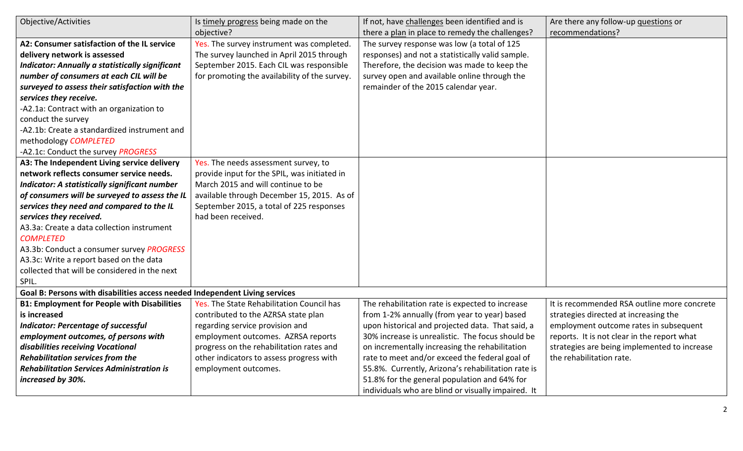| Objective/Activities | Is timely progress being made on the objective? | If not, have challenges been identified and is there a plan in place to remedy the challenges? | Are there any follow-up questions or recommendations? |
|---|---|---|---|
| **A2: Consumer satisfaction of the IL service delivery network is assessed**<br>***Indicator: Annually a statistically significant number of consumers at each CIL will be surveyed to assess their satisfaction with the services they receive.***<br>-A2.1a: Contract with an organization to conduct the survey<br>-A2.1b: Create a standardized instrument and methodology *COMPLETED*<br>-A2.1c: Conduct the survey *PROGRESS* | Yes. The survey instrument was completed. The survey launched in April 2015 through September 2015. Each CIL was responsible for promoting the availability of the survey. | The survey response was low (a total of 125 responses) and not a statistically valid sample. Therefore, the decision was made to keep the survey open and available online through the remainder of the 2015 calendar year. | |
| **A3: The Independent Living service delivery network reflects consumer service needs.**<br>***Indicator: A statistically significant number of consumers will be surveyed to assess the IL services they need and compared to the IL services they received.***<br>A3.3a: Create a data collection instrument *COMPLETED*<br>A3.3b: Conduct a consumer survey *PROGRESS*<br>A3.3c: Write a report based on the data collected that will be considered in the next SPIL. | Yes. The needs assessment survey, to provide input for the SPIL, was initiated in March 2015 and will continue to be available through December 15, 2015. As of September 2015, a total of 225 responses had been received. | | |
| **Goal B: Persons with disabilities access needed Independent Living services** | | | |
| **B1: Employment for People with Disabilities is increased**<br>***Indicator: Percentage of successful employment outcomes, of persons with disabilities receiving Vocational Rehabilitation services from the Rehabilitation Services Administration is increased by 30%.*** | Yes. The State Rehabilitation Council has contributed to the AZRSA state plan regarding service provision and employment outcomes. AZRSA reports progress on the rehabilitation rates and other indicators to assess progress with employment outcomes. | The rehabilitation rate is expected to increase from 1-2% annually (from year to year) based upon historical and projected data. That said, a 30% increase is unrealistic. The focus should be on incrementally increasing the rehabilitation rate to meet and/or exceed the federal goal of 55.8%. Currently, Arizona's rehabilitation rate is 51.8% for the general population and 64% for individuals who are blind or visually impaired. It | It is recommended RSA outline more concrete strategies directed at increasing the employment outcome rates in subsequent reports. It is not clear in the report what strategies are being implemented to increase the rehabilitation rate. |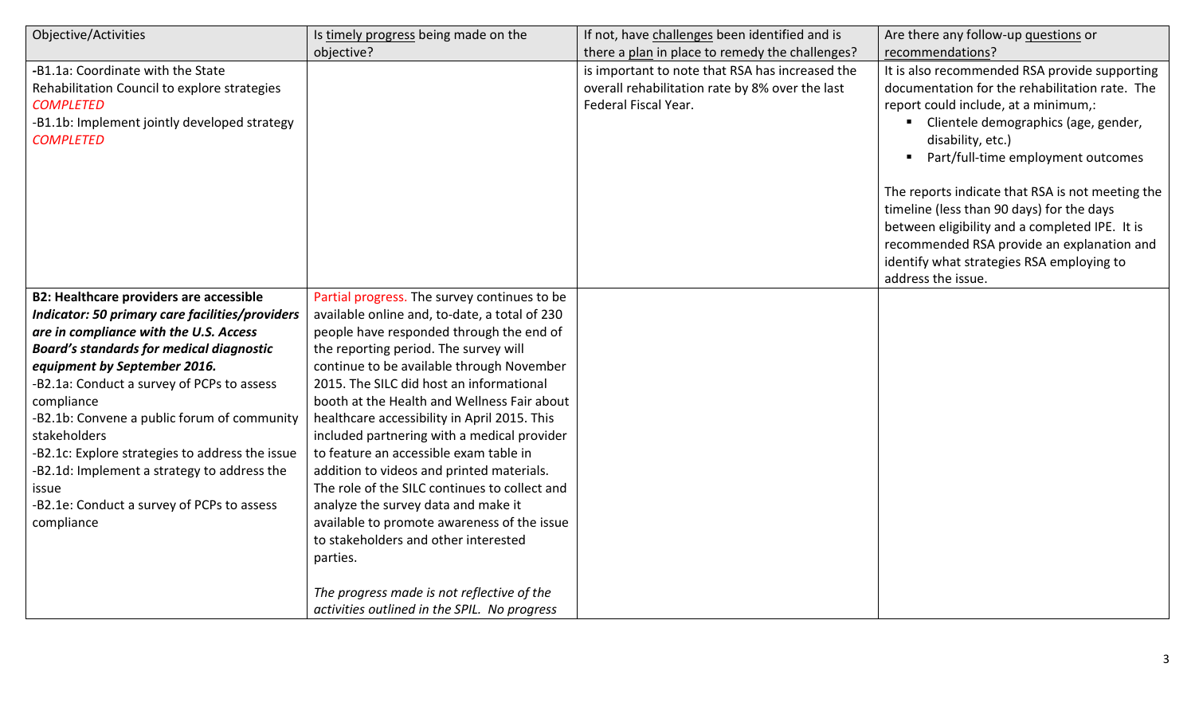| Objective/Activities | Is timely progress being made on the objective? | If not, have challenges been identified and is there a plan in place to remedy the challenges? | Are there any follow-up questions or recommendations? |
|---|---|---|---|
| -B1.1a: Coordinate with the State Rehabilitation Council to explore strategies *COMPLETED*<br>-B1.1b: Implement jointly developed strategy *COMPLETED* | | is important to note that RSA has increased the overall rehabilitation rate by 8% over the last Federal Fiscal Year. | It is also recommended RSA provide supporting documentation for the rehabilitation rate. The report could include, at a minimum,:<br>▪ Clientele demographics (age, gender, disability, etc.)<br>▪ Part/full-time employment outcomes<br><br>The reports indicate that RSA is not meeting the timeline (less than 90 days) for the days between eligibility and a completed IPE. It is recommended RSA provide an explanation and identify what strategies RSA employing to address the issue. |
| **B2: Healthcare providers are accessible**<br>***Indicator: 50 primary care facilities/providers are in compliance with the U.S. Access Board's standards for medical diagnostic equipment by September 2016.***<br>-B2.1a: Conduct a survey of PCPs to assess compliance<br>-B2.1b: Convene a public forum of community stakeholders<br>-B2.1c: Explore strategies to address the issue<br>-B2.1d: Implement a strategy to address the issue<br>-B2.1e: Conduct a survey of PCPs to assess compliance | Partial progress. The survey continues to be available online and, to-date, a total of 230 people have responded through the end of the reporting period. The survey will continue to be available through November 2015. The SILC did host an informational booth at the Health and Wellness Fair about healthcare accessibility in April 2015. This included partnering with a medical provider to feature an accessible exam table in addition to videos and printed materials. The role of the SILC continues to collect and analyze the survey data and make it available to promote awareness of the issue to stakeholders and other interested parties.<br><br>*The progress made is not reflective of the activities outlined in the SPIL. No progress* | | |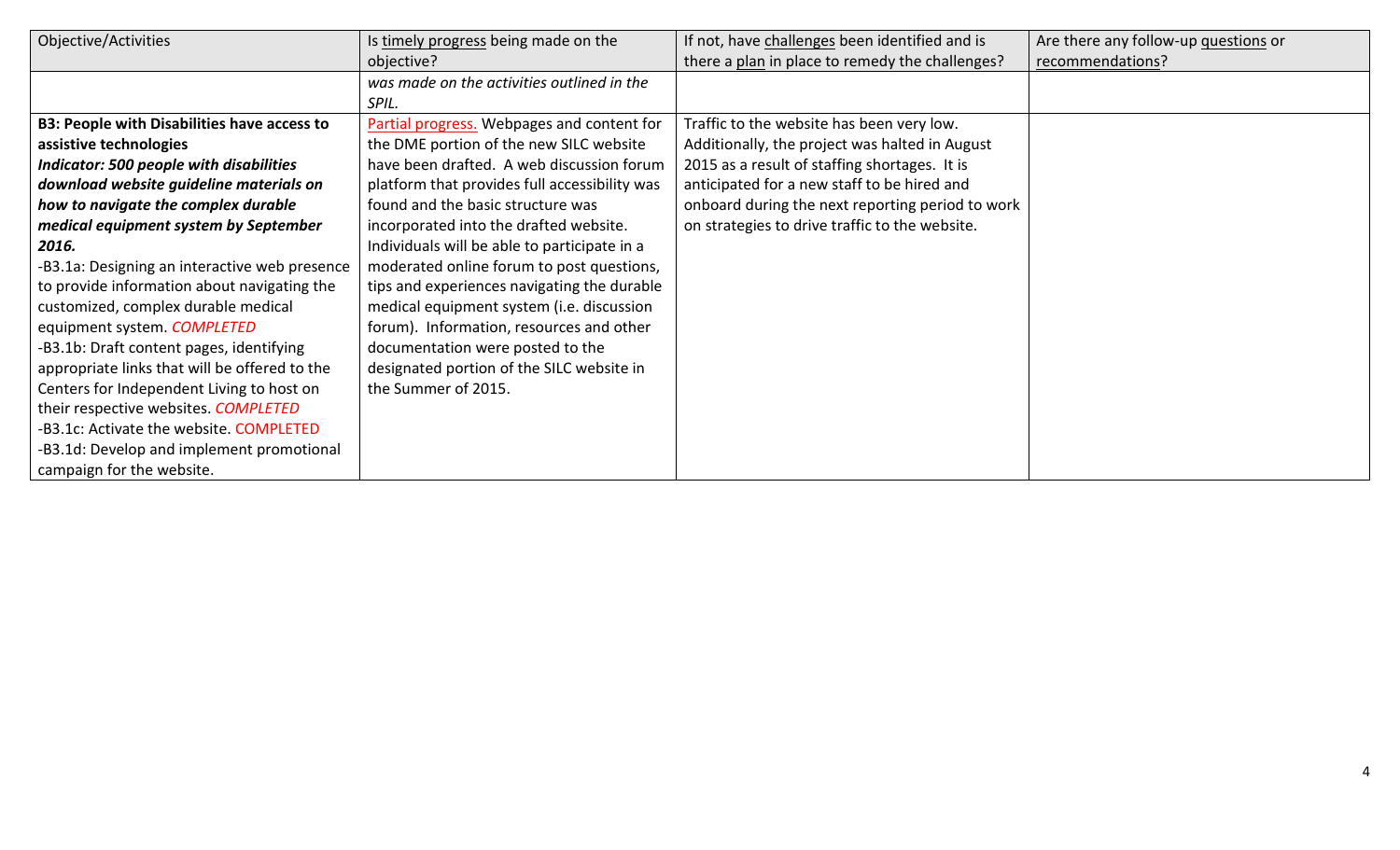| Objective/Activities | Is timely progress being made on the objective? | If not, have challenges been identified and is there a plan in place to remedy the challenges? | Are there any follow-up questions or recommendations? |
|---|---|---|---|
| | *was made on the activities outlined in the SPIL.* | | |
| **B3: People with Disabilities have access to assistive technologies**<br>***Indicator: 500 people with disabilities download website guideline materials on how to navigate the complex durable medical equipment system by September 2016.***<br>-B3.1a: Designing an interactive web presence to provide information about navigating the customized, complex durable medical equipment system. *COMPLETED*<br>-B3.1b: Draft content pages, identifying appropriate links that will be offered to the Centers for Independent Living to host on their respective websites. *COMPLETED*<br>-B3.1c: Activate the website. COMPLETED<br>-B3.1d: Develop and implement promotional campaign for the website. | Partial progress. Webpages and content for the DME portion of the new SILC website have been drafted. A web discussion forum platform that provides full accessibility was found and the basic structure was incorporated into the drafted website. Individuals will be able to participate in a moderated online forum to post questions, tips and experiences navigating the durable medical equipment system (i.e. discussion forum). Information, resources and other documentation were posted to the designated portion of the SILC website in the Summer of 2015. | Traffic to the website has been very low. Additionally, the project was halted in August 2015 as a result of staffing shortages. It is anticipated for a new staff to be hired and onboard during the next reporting period to work on strategies to drive traffic to the website. | |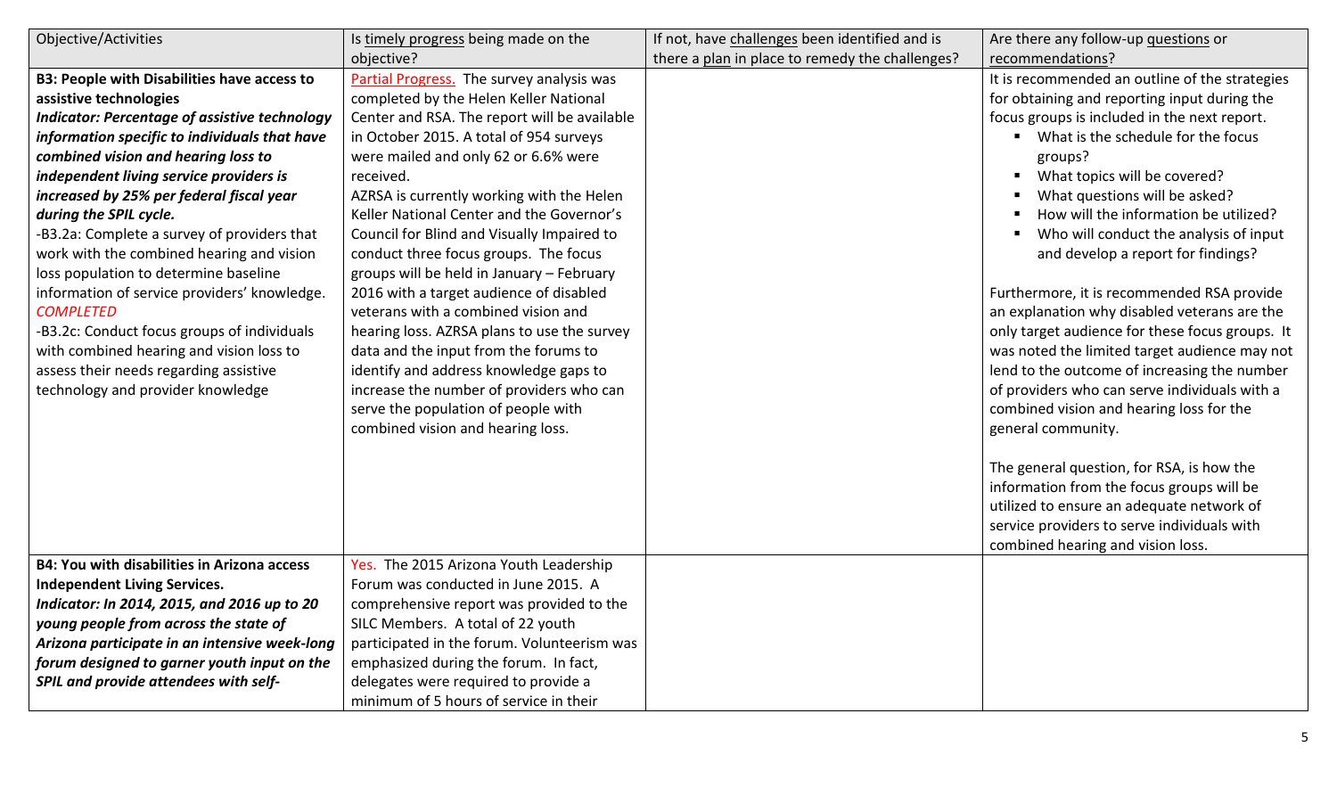| Objective/Activities | Is timely progress being made on the objective? | If not, have challenges been identified and is there a plan in place to remedy the challenges? | Are there any follow-up questions or recommendations? |
|---|---|---|---|
| **B3: People with Disabilities have access to assistive technologies**<br>***Indicator: Percentage of assistive technology information specific to individuals that have combined vision and hearing loss to independent living service providers is increased by 25% per federal fiscal year during the SPIL cycle.***<br>-B3.2a: Complete a survey of providers that work with the combined hearing and vision loss population to determine baseline information of service providers' knowledge. *COMPLETED*<br>-B3.2c: Conduct focus groups of individuals with combined hearing and vision loss to assess their needs regarding assistive technology and provider knowledge | Partial Progress. The survey analysis was completed by the Helen Keller National Center and RSA. The report will be available in October 2015. A total of 954 surveys were mailed and only 62 or 6.6% were received.<br>AZRSA is currently working with the Helen Keller National Center and the Governor's Council for Blind and Visually Impaired to conduct three focus groups. The focus groups will be held in January – February 2016 with a target audience of disabled veterans with a combined vision and hearing loss. AZRSA plans to use the survey data and the input from the forums to identify and address knowledge gaps to increase the number of providers who can serve the population of people with combined vision and hearing loss. | | It is recommended an outline of the strategies for obtaining and reporting input during the focus groups is included in the next report.<br>▪ What is the schedule for the focus groups?<br>▪ What topics will be covered?<br>▪ What questions will be asked?<br>▪ How will the information be utilized?<br>▪ Who will conduct the analysis of input and develop a report for findings?<br><br>Furthermore, it is recommended RSA provide an explanation why disabled veterans are the only target audience for these focus groups. It was noted the limited target audience may not lend to the outcome of increasing the number of providers who can serve individuals with a combined vision and hearing loss for the general community.<br><br>The general question, for RSA, is how the information from the focus groups will be utilized to ensure an adequate network of service providers to serve individuals with combined hearing and vision loss. |
| **B4: You with disabilities in Arizona access Independent Living Services.**<br>***Indicator: In 2014, 2015, and 2016 up to 20 young people from across the state of Arizona participate in an intensive week-long forum designed to garner youth input on the SPIL and provide attendees with self-*** | Yes. The 2015 Arizona Youth Leadership Forum was conducted in June 2015. A comprehensive report was provided to the SILC Members. A total of 22 youth participated in the forum. Volunteerism was emphasized during the forum. In fact, delegates were required to provide a minimum of 5 hours of service in their | | |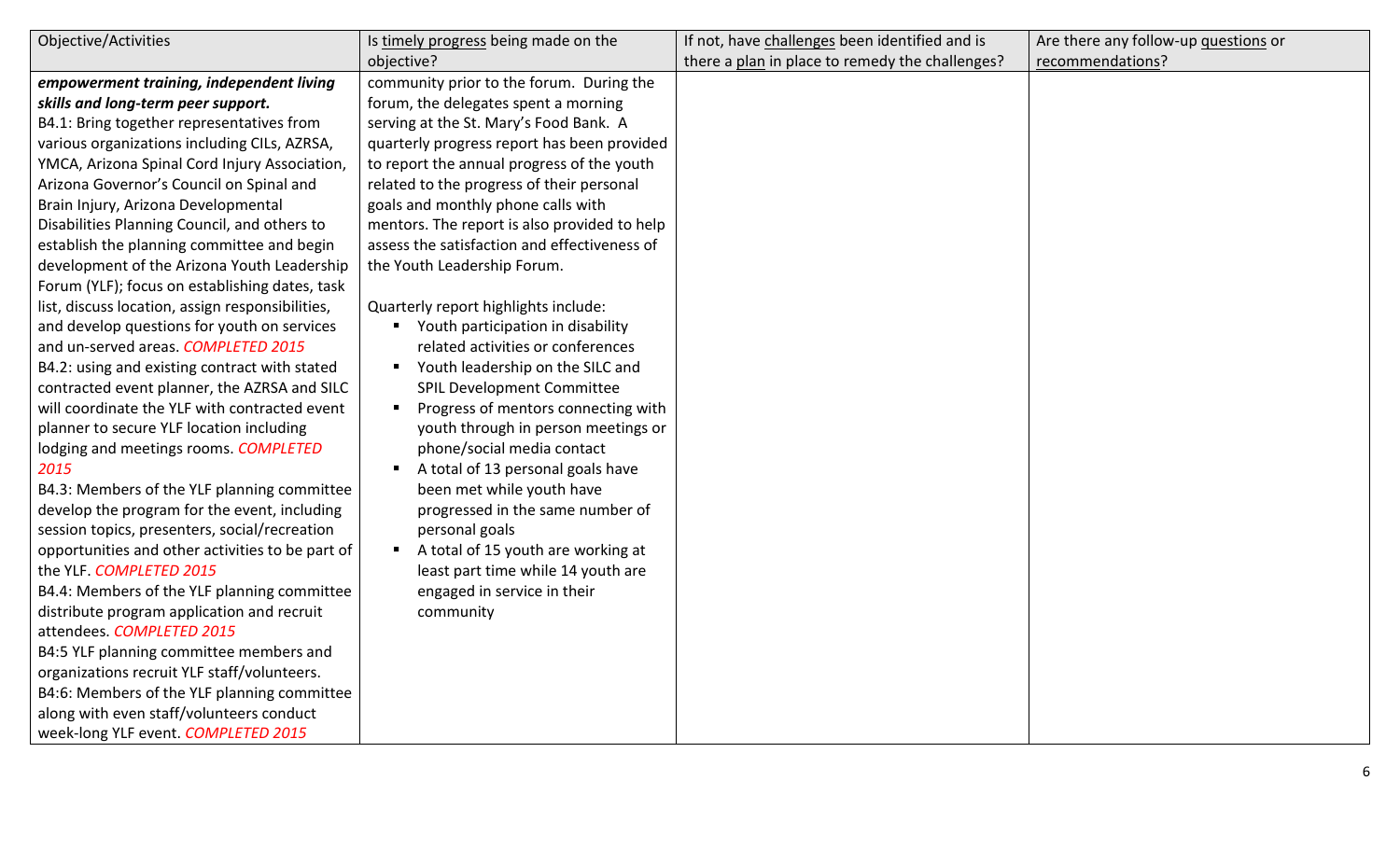| Objective/Activities | Is timely progress being made on the objective? | If not, have challenges been identified and is there a plan in place to remedy the challenges? | Are there any follow-up questions or recommendations? |
|---|---|---|---|
| ***empowerment training, independent living skills and long-term peer support.*** <br> B4.1: Bring together representatives from various organizations including CILs, AZRSA, YMCA, Arizona Spinal Cord Injury Association, Arizona Governor's Council on Spinal and Brain Injury, Arizona Developmental Disabilities Planning Council, and others to establish the planning committee and begin development of the Arizona Youth Leadership Forum (YLF); focus on establishing dates, task list, discuss location, assign responsibilities, and develop questions for youth on services and un-served areas. *COMPLETED 2015* <br> B4.2: using and existing contract with stated contracted event planner, the AZRSA and SILC will coordinate the YLF with contracted event planner to secure YLF location including lodging and meetings rooms. *COMPLETED 2015* <br> B4.3: Members of the YLF planning committee develop the program for the event, including session topics, presenters, social/recreation opportunities and other activities to be part of the YLF. *COMPLETED 2015* <br> B4.4: Members of the YLF planning committee distribute program application and recruit attendees. *COMPLETED 2015* <br> B4:5 YLF planning committee members and organizations recruit YLF staff/volunteers. <br> B4:6: Members of the YLF planning committee along with even staff/volunteers conduct week-long YLF event. *COMPLETED 2015* | community prior to the forum. During the forum, the delegates spent a morning serving at the St. Mary's Food Bank. A quarterly progress report has been provided to report the annual progress of the youth related to the progress of their personal goals and monthly phone calls with mentors. The report is also provided to help assess the satisfaction and effectiveness of the Youth Leadership Forum. <br><br> Quarterly report highlights include: <br> ▪ Youth participation in disability related activities or conferences <br> ▪ Youth leadership on the SILC and SPIL Development Committee <br> ▪ Progress of mentors connecting with youth through in person meetings or phone/social media contact <br> ▪ A total of 13 personal goals have been met while youth have progressed in the same number of personal goals <br> ▪ A total of 15 youth are working at least part time while 14 youth are engaged in service in their community | | |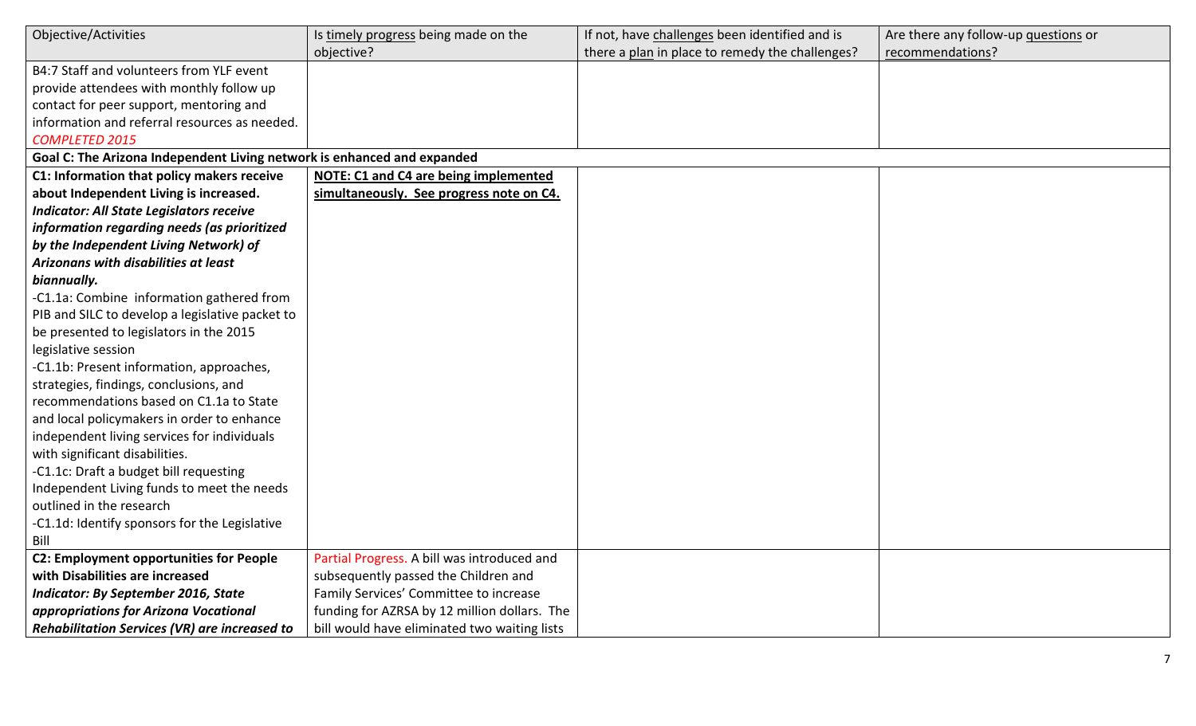| Objective/Activities | Is timely progress being made on the objective? | If not, have challenges been identified and is there a plan in place to remedy the challenges? | Are there any follow-up questions or recommendations? |
|---|---|---|---|
| B4:7 Staff and volunteers from YLF event provide attendees with monthly follow up contact for peer support, mentoring and information and referral resources as needed. *COMPLETED 2015* | | | |
| **Goal C: The Arizona Independent Living network is enhanced and expanded** | | | |
| **C1: Information that policy makers receive about Independent Living is increased.** ***Indicator: All State Legislators receive information regarding needs (as prioritized by the Independent Living Network) of Arizonans with disabilities at least biannually.*** -C1.1a: Combine information gathered from PIB and SILC to develop a legislative packet to be presented to legislators in the 2015 legislative session -C1.1b: Present information, approaches, strategies, findings, conclusions, and recommendations based on C1.1a to State and local policymakers in order to enhance independent living services for individuals with significant disabilities. -C1.1c: Draft a budget bill requesting Independent Living funds to meet the needs outlined in the research -C1.1d: Identify sponsors for the Legislative Bill | **NOTE: C1 and C4 are being implemented simultaneously. See progress note on C4.** | | |
| **C2: Employment opportunities for People with Disabilities are increased** ***Indicator: By September 2016, State appropriations for Arizona Vocational Rehabilitation Services (VR) are increased to*** | Partial Progress. A bill was introduced and subsequently passed the Children and Family Services' Committee to increase funding for AZRSA by 12 million dollars. The bill would have eliminated two waiting lists | | |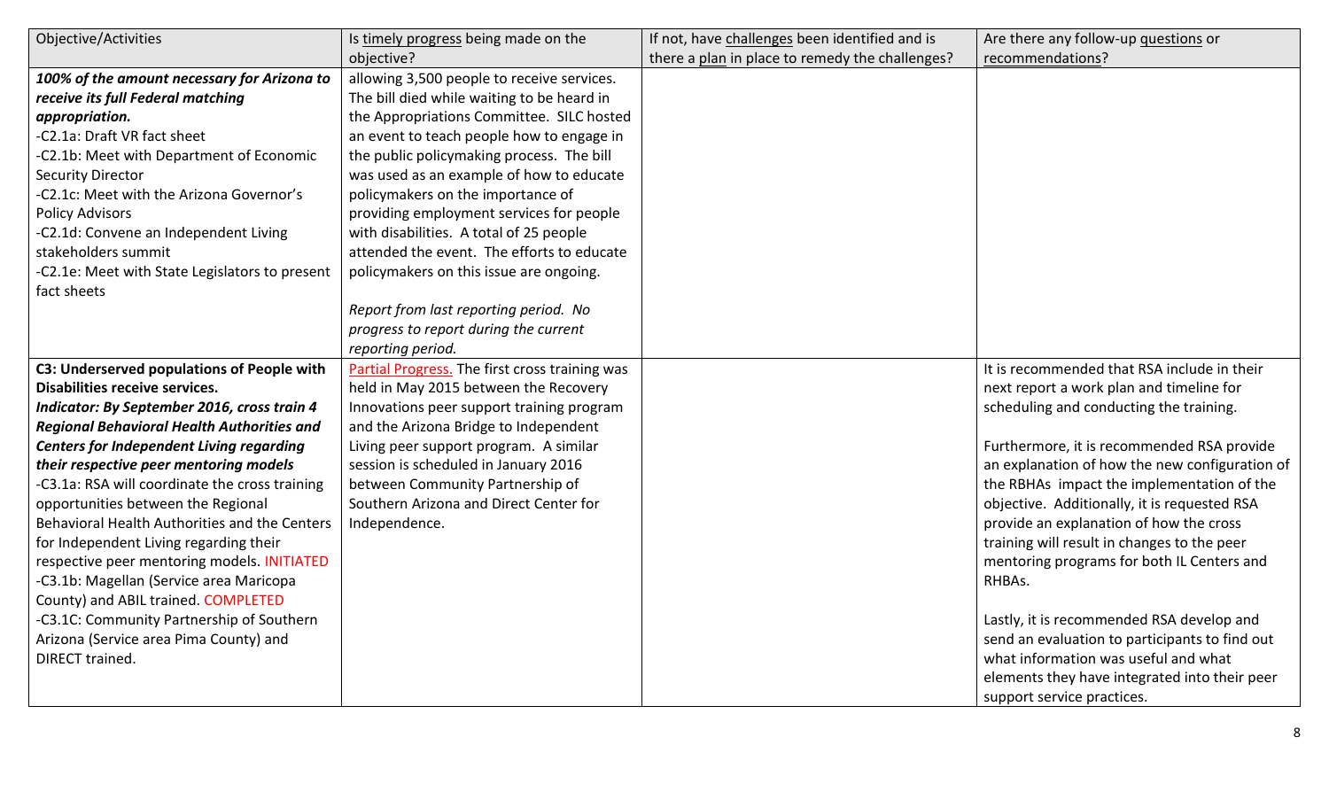| Objective/Activities | Is timely progress being made on the objective? | If not, have challenges been identified and is there a plan in place to remedy the challenges? | Are there any follow-up questions or recommendations? |
|---|---|---|---|
| ***100% of the amount necessary for Arizona to receive its full Federal matching appropriation.*** <br>-C2.1a: Draft VR fact sheet <br>-C2.1b: Meet with Department of Economic Security Director <br>-C2.1c: Meet with the Arizona Governor's Policy Advisors <br>-C2.1d: Convene an Independent Living stakeholders summit <br>-C2.1e: Meet with State Legislators to present fact sheets | allowing 3,500 people to receive services. The bill died while waiting to be heard in the Appropriations Committee. SILC hosted an event to teach people how to engage in the public policymaking process. The bill was used as an example of how to educate policymakers on the importance of providing employment services for people with disabilities. A total of 25 people attended the event. The efforts to educate policymakers on this issue are ongoing. <br><br>*Report from last reporting period. No progress to report during the current reporting period.* | | |
| **C3: Underserved populations of People with Disabilities receive services.** <br>***Indicator: By September 2016, cross train 4 Regional Behavioral Health Authorities and Centers for Independent Living regarding their respective peer mentoring models*** <br>-C3.1a: RSA will coordinate the cross training opportunities between the Regional Behavioral Health Authorities and the Centers for Independent Living regarding their respective peer mentoring models. INITIATED <br>-C3.1b: Magellan (Service area Maricopa County) and ABIL trained. COMPLETED <br>-C3.1C: Community Partnership of Southern Arizona (Service area Pima County) and DIRECT trained. | Partial Progress. The first cross training was held in May 2015 between the Recovery Innovations peer support training program and the Arizona Bridge to Independent Living peer support program. A similar session is scheduled in January 2016 between Community Partnership of Southern Arizona and Direct Center for Independence. | | It is recommended that RSA include in their next report a work plan and timeline for scheduling and conducting the training. <br><br>Furthermore, it is recommended RSA provide an explanation of how the new configuration of the RBHAs impact the implementation of the objective. Additionally, it is requested RSA provide an explanation of how the cross training will result in changes to the peer mentoring programs for both IL Centers and RHBAs. <br><br>Lastly, it is recommended RSA develop and send an evaluation to participants to find out what information was useful and what elements they have integrated into their peer support service practices. |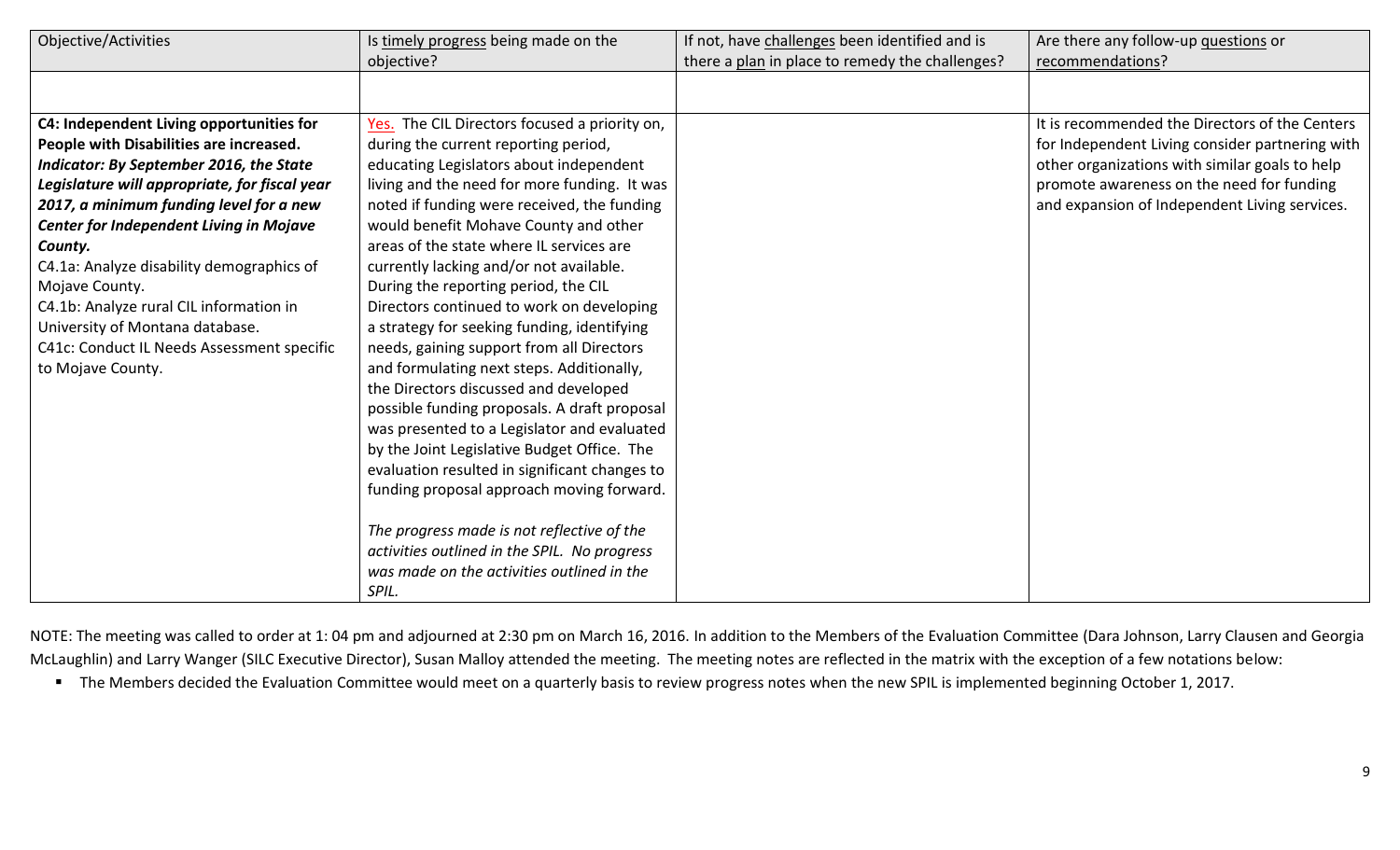| Objective/Activities | Is timely progress being made on the objective? | If not, have challenges been identified and is there a plan in place to remedy the challenges? | Are there any follow-up questions or recommendations? |
|---|---|---|---|
| | | | |
| **C4: Independent Living opportunities for People with Disabilities are increased.** ***Indicator: By September 2016, the State Legislature will appropriate, for fiscal year 2017, a minimum funding level for a new Center for Independent Living in Mojave County.*** C4.1a: Analyze disability demographics of Mojave County. C4.1b: Analyze rural CIL information in University of Montana database. C41c: Conduct IL Needs Assessment specific to Mojave County. | Yes. The CIL Directors focused a priority on, during the current reporting period, educating Legislators about independent living and the need for more funding. It was noted if funding were received, the funding would benefit Mohave County and other areas of the state where IL services are currently lacking and/or not available. During the reporting period, the CIL Directors continued to work on developing a strategy for seeking funding, identifying needs, gaining support from all Directors and formulating next steps. Additionally, the Directors discussed and developed possible funding proposals. A draft proposal was presented to a Legislator and evaluated by the Joint Legislative Budget Office. The evaluation resulted in significant changes to funding proposal approach moving forward. *The progress made is not reflective of the activities outlined in the SPIL. No progress was made on the activities outlined in the SPIL.* | | It is recommended the Directors of the Centers for Independent Living consider partnering with other organizations with similar goals to help promote awareness on the need for funding and expansion of Independent Living services. |

NOTE: The meeting was called to order at 1: 04 pm and adjourned at 2:30 pm on March 16, 2016. In addition to the Members of the Evaluation Committee (Dara Johnson, Larry Clausen and Georgia McLaughlin) and Larry Wanger (SILC Executive Director), Susan Malloy attended the meeting. The meeting notes are reflected in the matrix with the exception of a few notations below:

- The Members decided the Evaluation Committee would meet on a quarterly basis to review progress notes when the new SPIL is implemented beginning October 1, 2017.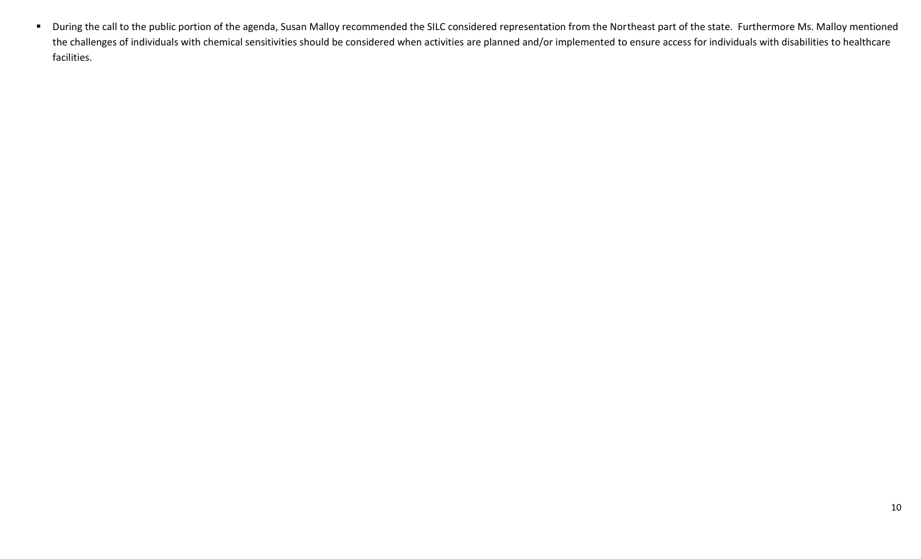- During the call to the public portion of the agenda, Susan Malloy recommended the SILC considered representation from the Northeast part of the state. Furthermore Ms. Malloy mentioned the challenges of individuals with chemical sensitivities should be considered when activities are planned and/or implemented to ensure access for individuals with disabilities to healthcare facilities.